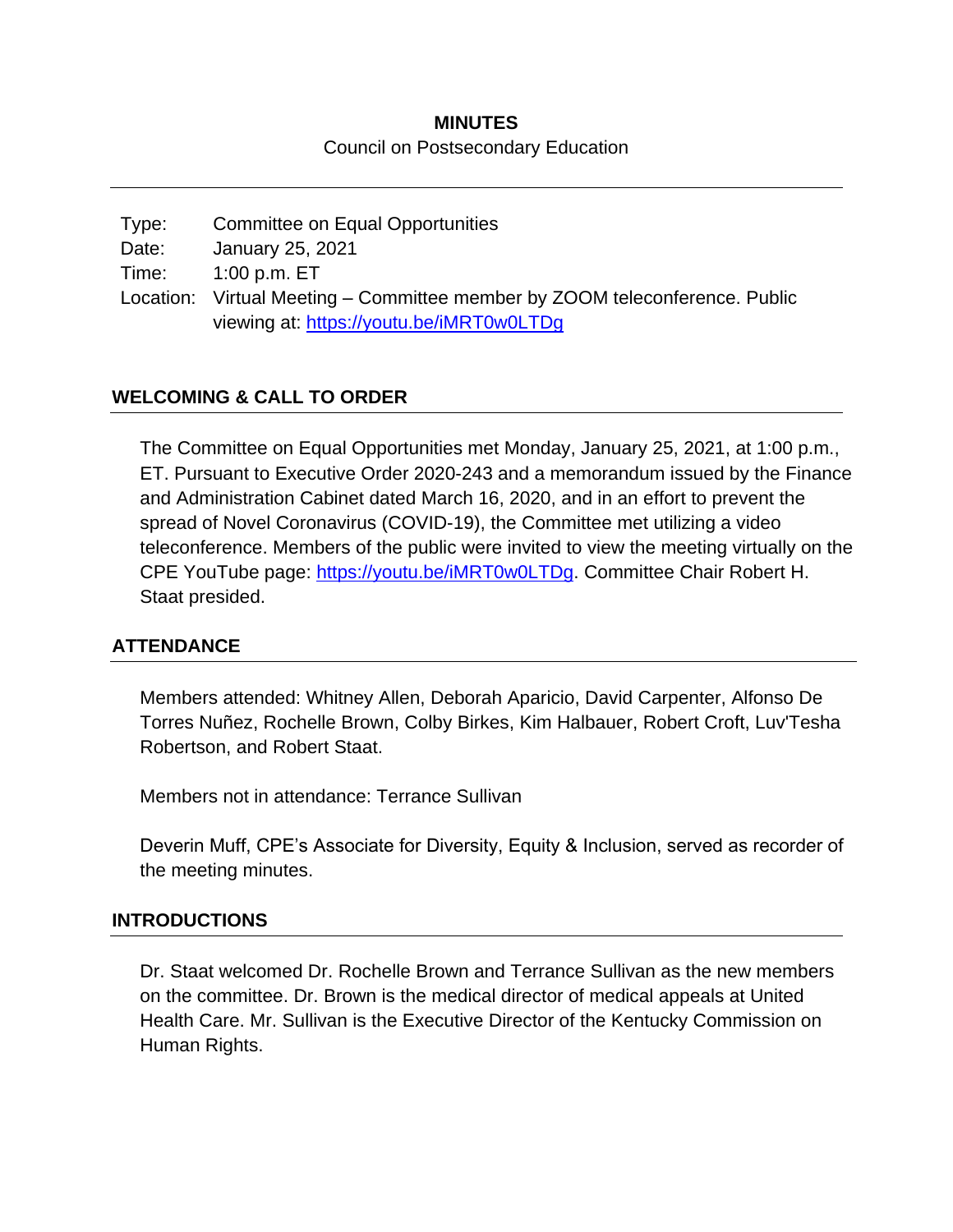**MINUTES**

Council on Postsecondary Education

---

| | |
|---|---|
| Type: | Committee on Equal Opportunities |
| Date: | January 25, 2021 |
| Time: | 1:00 p.m. ET |
| Location: | Virtual Meeting – Committee member by ZOOM teleconference. Public viewing at: https://youtu.be/iMRT0w0LTDg |

## WELCOMING & CALL TO ORDER

The Committee on Equal Opportunities met Monday, January 25, 2021, at 1:00 p.m., ET. Pursuant to Executive Order 2020-243 and a memorandum issued by the Finance and Administration Cabinet dated March 16, 2020, and in an effort to prevent the spread of Novel Coronavirus (COVID-19), the Committee met utilizing a video teleconference. Members of the public were invited to view the meeting virtually on the CPE YouTube page: https://youtu.be/iMRT0w0LTDg. Committee Chair Robert H. Staat presided.

## ATTENDANCE

Members attended: Whitney Allen, Deborah Aparicio, David Carpenter, Alfonso De Torres Nuñez, Rochelle Brown, Colby Birkes, Kim Halbauer, Robert Croft, Luv'Tesha Robertson, and Robert Staat.

Members not in attendance: Terrance Sullivan

Deverin Muff, CPE's Associate for Diversity, Equity & Inclusion, served as recorder of the meeting minutes.

## INTRODUCTIONS

Dr. Staat welcomed Dr. Rochelle Brown and Terrance Sullivan as the new members on the committee. Dr. Brown is the medical director of medical appeals at United Health Care. Mr. Sullivan is the Executive Director of the Kentucky Commission on Human Rights.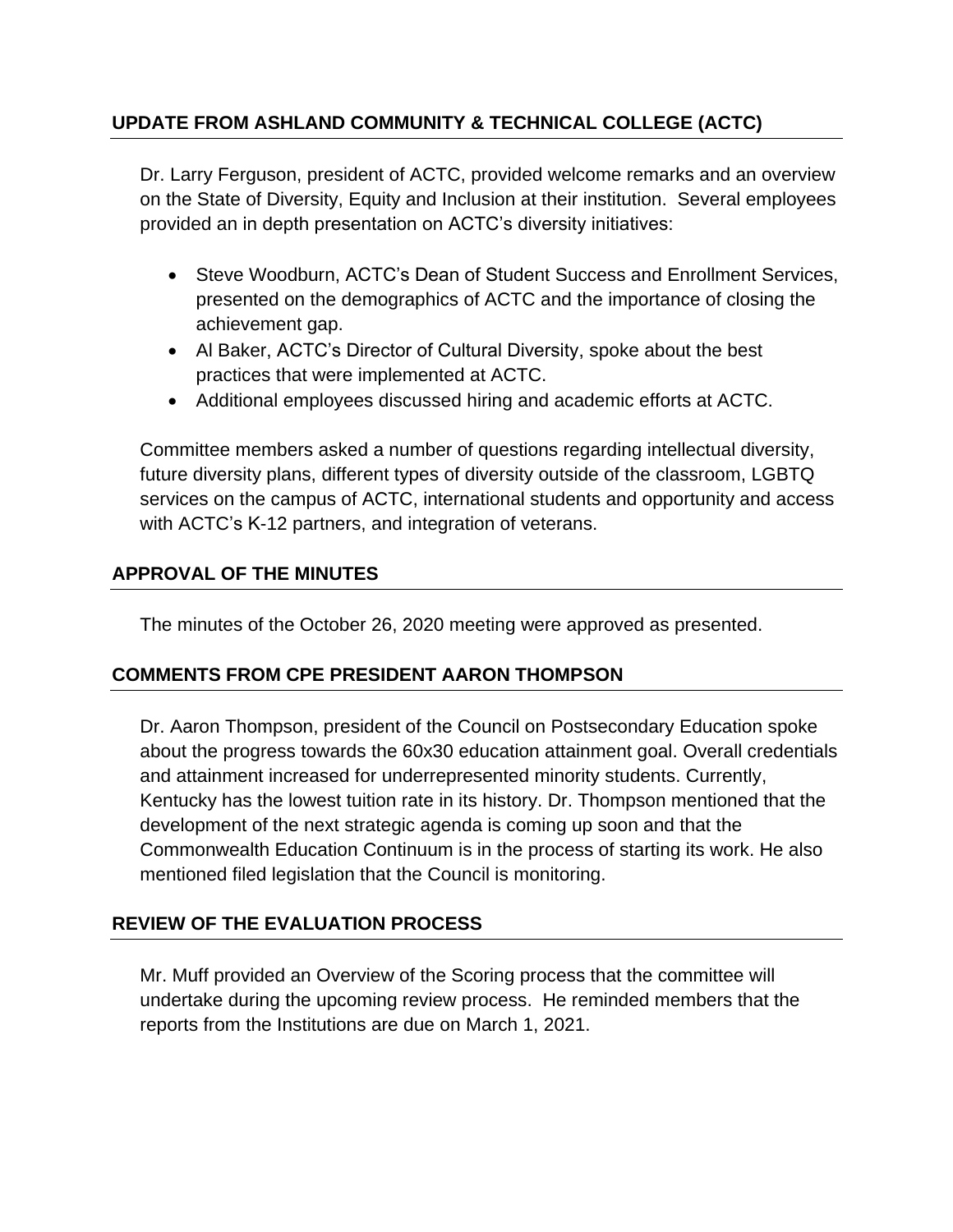## UPDATE FROM ASHLAND COMMUNITY & TECHNICAL COLLEGE (ACTC)

Dr. Larry Ferguson, president of ACTC, provided welcome remarks and an overview on the State of Diversity, Equity and Inclusion at their institution. Several employees provided an in depth presentation on ACTC's diversity initiatives:

- Steve Woodburn, ACTC's Dean of Student Success and Enrollment Services, presented on the demographics of ACTC and the importance of closing the achievement gap.
- Al Baker, ACTC's Director of Cultural Diversity, spoke about the best practices that were implemented at ACTC.
- Additional employees discussed hiring and academic efforts at ACTC.

Committee members asked a number of questions regarding intellectual diversity, future diversity plans, different types of diversity outside of the classroom, LGBTQ services on the campus of ACTC, international students and opportunity and access with ACTC's K-12 partners, and integration of veterans.

## APPROVAL OF THE MINUTES

The minutes of the October 26, 2020 meeting were approved as presented.

## COMMENTS FROM CPE PRESIDENT AARON THOMPSON

Dr. Aaron Thompson, president of the Council on Postsecondary Education spoke about the progress towards the 60x30 education attainment goal. Overall credentials and attainment increased for underrepresented minority students. Currently, Kentucky has the lowest tuition rate in its history. Dr. Thompson mentioned that the development of the next strategic agenda is coming up soon and that the Commonwealth Education Continuum is in the process of starting its work. He also mentioned filed legislation that the Council is monitoring.

## REVIEW OF THE EVALUATION PROCESS

Mr. Muff provided an Overview of the Scoring process that the committee will undertake during the upcoming review process. He reminded members that the reports from the Institutions are due on March 1, 2021.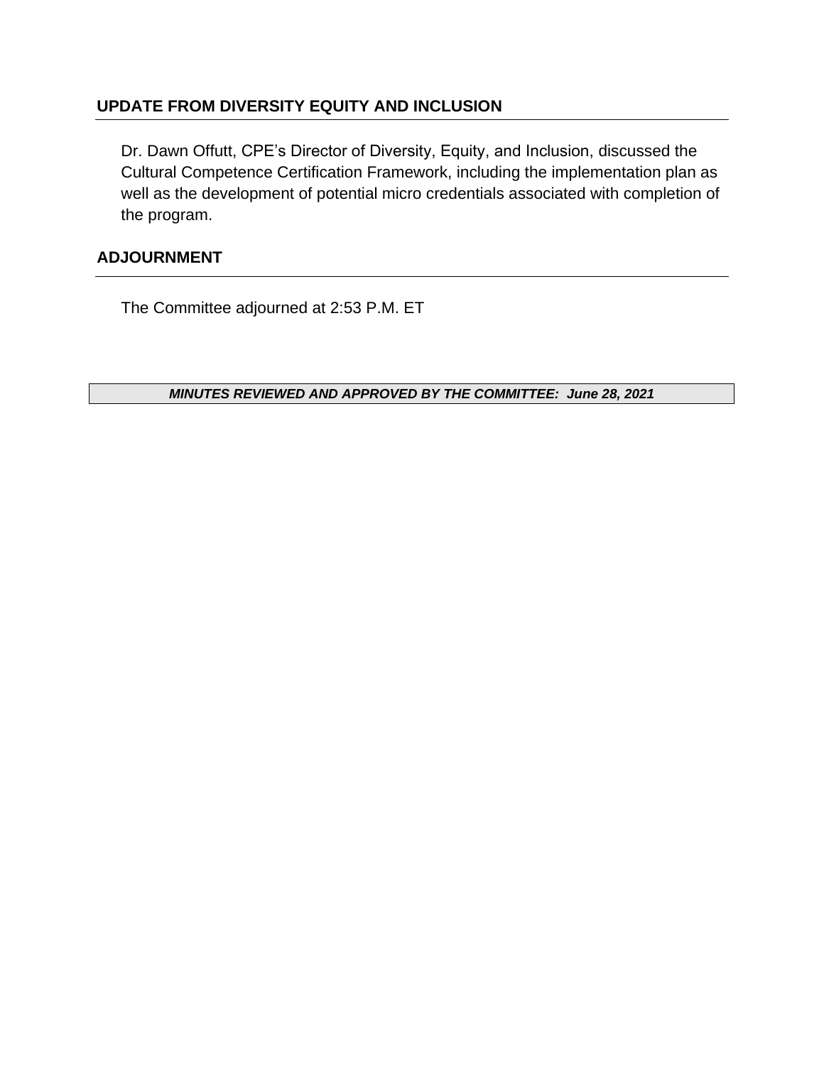## UPDATE FROM DIVERSITY EQUITY AND INCLUSION

Dr. Dawn Offutt, CPE's Director of Diversity, Equity, and Inclusion, discussed the Cultural Competence Certification Framework, including the implementation plan as well as the development of potential micro credentials associated with completion of the program.

## ADJOURNMENT

The Committee adjourned at 2:53 P.M. ET

***MINUTES REVIEWED AND APPROVED BY THE COMMITTEE: June 28, 2021***